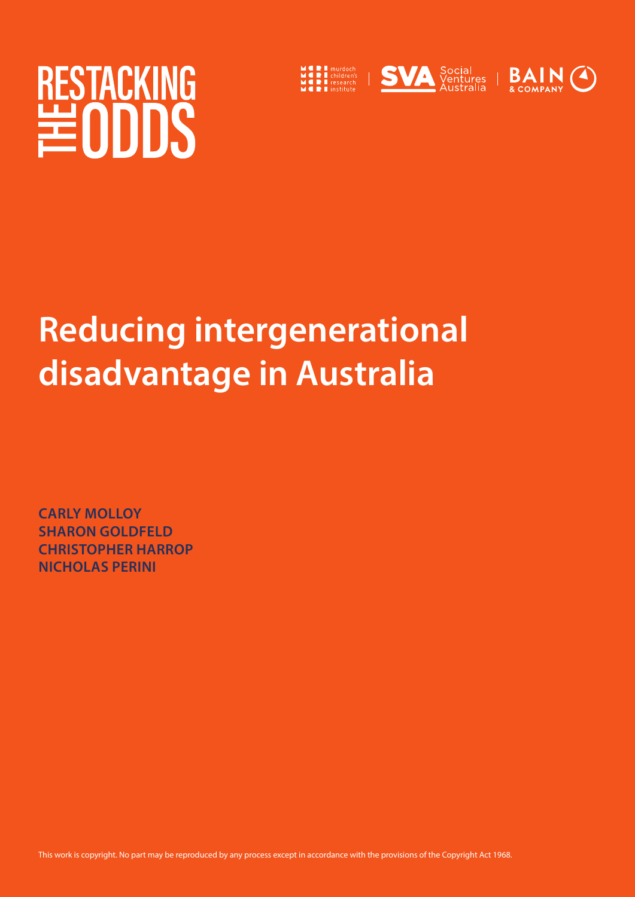# RESTACKING THE ODDS

murdoch children's research institute | SVA Social Ventures Australia | BAIN & COMPANY

# Reducing intergenerational disadvantage in Australia

**CARLY MOLLOY**
**SHARON GOLDFELD**
**CHRISTOPHER HARROP**
**NICHOLAS PERINI**

This work is copyright. No part may be reproduced by any process except in accordance with the provisions of the Copyright Act 1968.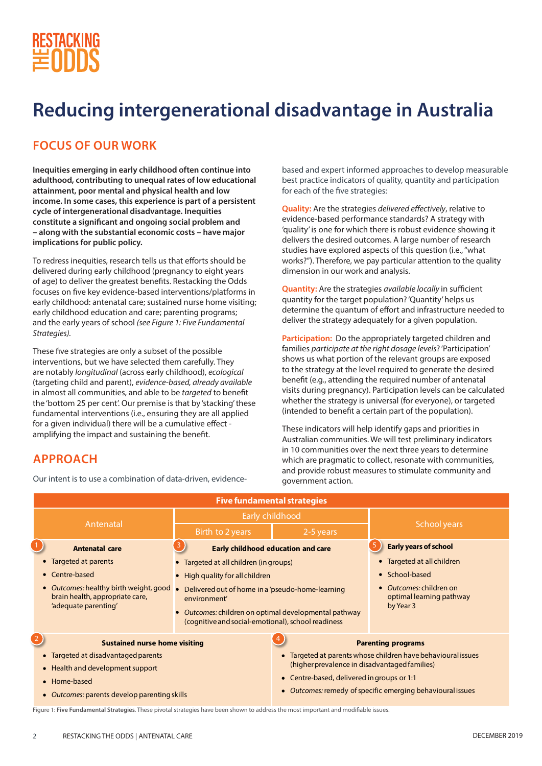# Reducing intergenerational disadvantage in Australia

## FOCUS OF OUR WORK

**Inequities emerging in early childhood often continue into adulthood, contributing to unequal rates of low educational attainment, poor mental and physical health and low income. In some cases, this experience is part of a persistent cycle of intergenerational disadvantage. Inequities constitute a significant and ongoing social problem and – along with the substantial economic costs – have major implications for public policy.**

To redress inequities, research tells us that efforts should be delivered during early childhood (pregnancy to eight years of age) to deliver the greatest benefits. Restacking the Odds focuses on five key evidence-based interventions/platforms in early childhood: antenatal care; sustained nurse home visiting; early childhood education and care; parenting programs; and the early years of school *(see Figure 1: Five Fundamental Strategies)*.

These five strategies are only a subset of the possible interventions, but we have selected them carefully. They are notably *longitudinal* (across early childhood), *ecological* (targeting child and parent), *evidence-based, already available* in almost all communities, and able to be *targeted* to benefit the 'bottom 25 per cent'. Our premise is that by 'stacking' these fundamental interventions (i.e., ensuring they are all applied for a given individual) there will be a cumulative effect - amplifying the impact and sustaining the benefit.

## APPROACH

Our intent is to use a combination of data-driven, evidence-based and expert informed approaches to develop measurable best practice indicators of quality, quantity and participation for each of the five strategies:

**Quality:** Are the strategies *delivered effectively*, relative to evidence-based performance standards? A strategy with 'quality' is one for which there is robust evidence showing it delivers the desired outcomes. A large number of research studies have explored aspects of this question (i.e., "what works?"). Therefore, we pay particular attention to the quality dimension in our work and analysis.

**Quantity:** Are the strategies *available locally* in sufficient quantity for the target population? 'Quantity' helps us determine the quantum of effort and infrastructure needed to deliver the strategy adequately for a given population.

**Participation:** Do the appropriately targeted children and families *participate at the right dosage levels*? 'Participation' shows us what portion of the relevant groups are exposed to the strategy at the level required to generate the desired benefit (e.g., attending the required number of antenatal visits during pregnancy). Participation levels can be calculated whether the strategy is universal (for everyone), or targeted (intended to benefit a certain part of the population).

These indicators will help identify gaps and priorities in Australian communities. We will test preliminary indicators in 10 communities over the next three years to determine which are pragmatic to collect, resonate with communities, and provide robust measures to stimulate community and government action.

| Five fundamental strategies | | | |
|---|---|---|---|
| Antenatal | Early childhood | | School years |
| | Birth to 2 years | 2-5 years | |
| **1 Antenatal care**<br>• Targeted at parents<br>• Centre-based<br>• *Outcomes:* healthy birth weight, good brain health, appropriate care, 'adequate parenting' | **3 Early childhood education and care**<br>• Targeted at all children (in groups)<br>• High quality for all children<br>• Delivered out of home in a 'pseudo-home-learning environment'<br>• *Outcomes:* children on optimal developmental pathway (cognitive and social-emotional), school readiness | | **5 Early years of school**<br>• Targeted at all children<br>• School-based<br>• *Outcomes:* children on optimal learning pathway by Year 3 |
| **2 Sustained nurse home visiting**<br>• Targeted at disadvantaged parents<br>• Health and development support<br>• Home-based<br>• *Outcomes:* parents develop parenting skills | | **4 Parenting programs**<br>• Targeted at parents whose children have behavioural issues (higher prevalence in disadvantaged families)<br>• Centre-based, delivered in groups or 1:1<br>• *Outcomes:* remedy of specific emerging behavioural issues | |

Figure 1: **Five Fundamental Strategies**. These pivotal strategies have been shown to address the most important and modifiable issues.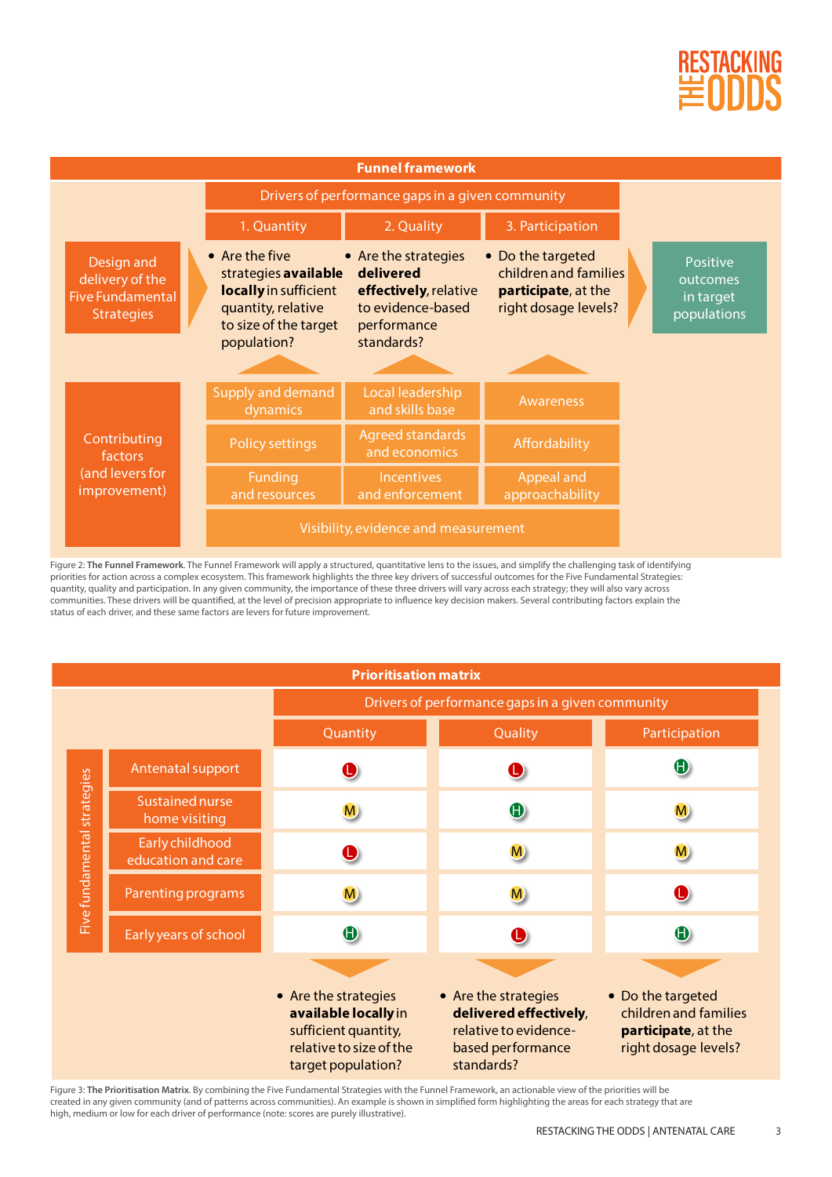## Funnel framework

| | Drivers of performance gaps in a given community | | | |
|---|---|---|---|---|
| | 1. Quantity | 2. Quality | 3. Participation | |
| Design and delivery of the Five Fundamental Strategies | • Are the five strategies **available locally** in sufficient quantity, relative to size of the target population? | • Are the strategies **delivered effectively**, relative to evidence-based performance standards? | • Do the targeted children and families **participate**, at the right dosage levels? | Positive outcomes in target populations |
| Contributing factors (and levers for improvement) | Supply and demand dynamics | Local leadership and skills base | Awareness | |
| | Policy settings | Agreed standards and economics | Affordability | |
| | Funding and resources | Incentives and enforcement | Appeal and approachability | |
| | Visibility, evidence and measurement | | | |

Figure 2: **The Funnel Framework**. The Funnel Framework will apply a structured, quantitative lens to the issues, and simplify the challenging task of identifying priorities for action across a complex ecosystem. This framework highlights the three key drivers of successful outcomes for the Five Fundamental Strategies: quantity, quality and participation. In any given community, the importance of these three drivers will vary across each strategy; they will also vary across communities. These drivers will be quantified, at the level of precision appropriate to influence key decision makers. Several contributing factors explain the status of each driver, and these same factors are levers for future improvement.

## Prioritisation matrix

| Five fundamental strategies | Quantity | Quality | Participation |
|---|---|---|---|
| Antenatal support | L | L | H |
| Sustained nurse home visiting | M | H | M |
| Early childhood education and care | L | M | M |
| Parenting programs | M | M | L |
| Early years of school | H | L | H |
| | • Are the strategies **available locally** in sufficient quantity, relative to size of the target population? | • Are the strategies **delivered effectively**, relative to evidence-based performance standards? | • Do the targeted children and families **participate**, at the right dosage levels? |

Figure 3: **The Prioritisation Matrix**. By combining the Five Fundamental Strategies with the Funnel Framework, an actionable view of the priorities will be created in any given community (and of patterns across communities). An example is shown in simplified form highlighting the areas for each strategy that are high, medium or low for each driver of performance (note: scores are purely illustrative).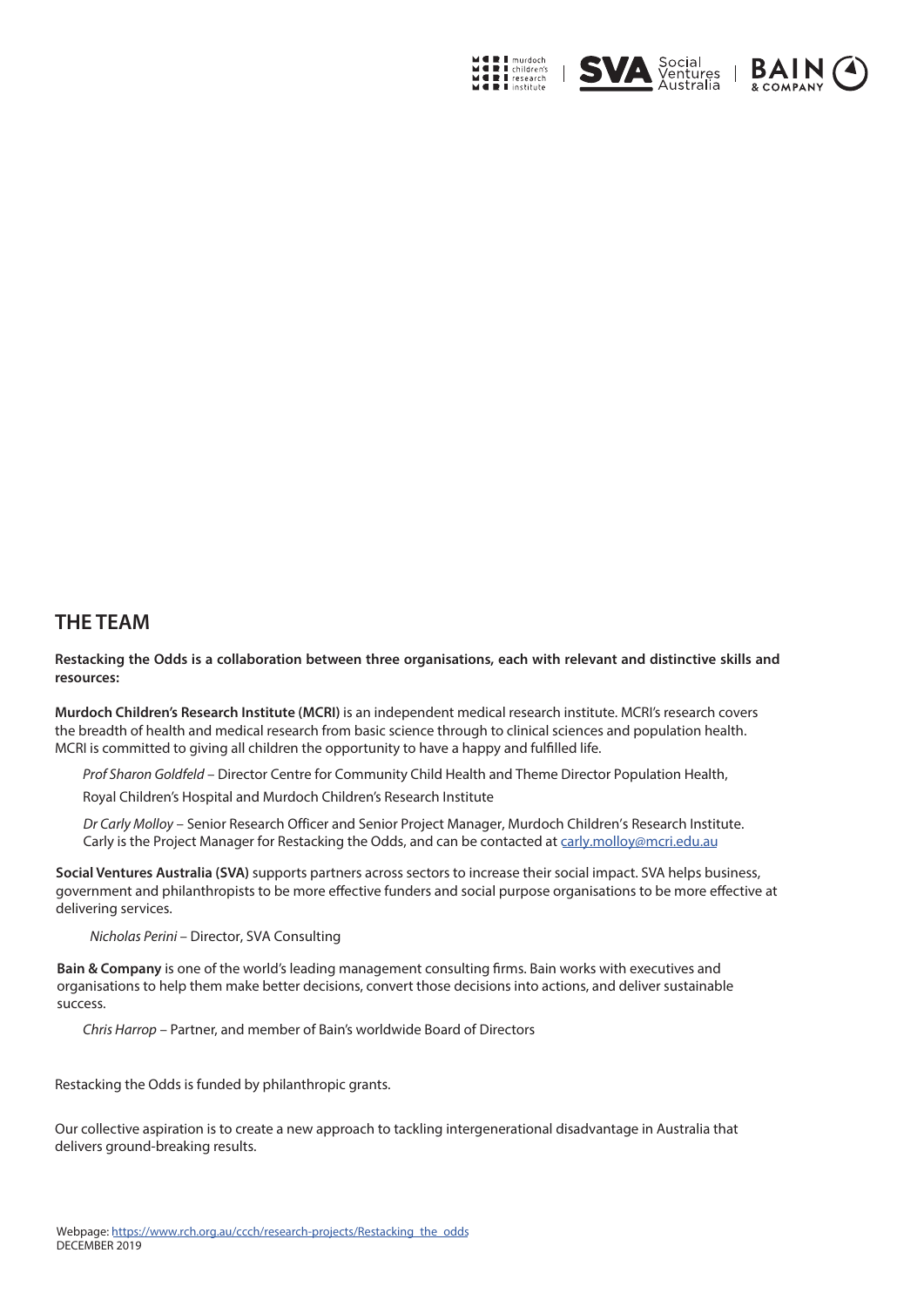## THE TEAM

**Restacking the Odds is a collaboration between three organisations, each with relevant and distinctive skills and resources:**

**Murdoch Children's Research Institute (MCRI)** is an independent medical research institute. MCRI's research covers the breadth of health and medical research from basic science through to clinical sciences and population health. MCRI is committed to giving all children the opportunity to have a happy and fulfilled life.

*Prof Sharon Goldfeld* – Director Centre for Community Child Health and Theme Director Population Health, Royal Children's Hospital and Murdoch Children's Research Institute

*Dr Carly Molloy* – Senior Research Officer and Senior Project Manager, Murdoch Children's Research Institute. Carly is the Project Manager for Restacking the Odds, and can be contacted at carly.molloy@mcri.edu.au

**Social Ventures Australia (SVA)** supports partners across sectors to increase their social impact. SVA helps business, government and philanthropists to be more effective funders and social purpose organisations to be more effective at delivering services.

*Nicholas Perini* – Director, SVA Consulting

**Bain & Company** is one of the world's leading management consulting firms. Bain works with executives and organisations to help them make better decisions, convert those decisions into actions, and deliver sustainable success.

*Chris Harrop* – Partner, and member of Bain's worldwide Board of Directors

Restacking the Odds is funded by philanthropic grants.

Our collective aspiration is to create a new approach to tackling intergenerational disadvantage in Australia that delivers ground-breaking results.

Webpage: https://www.rch.org.au/ccch/research-projects/Restacking_the_odds
DECEMBER 2019